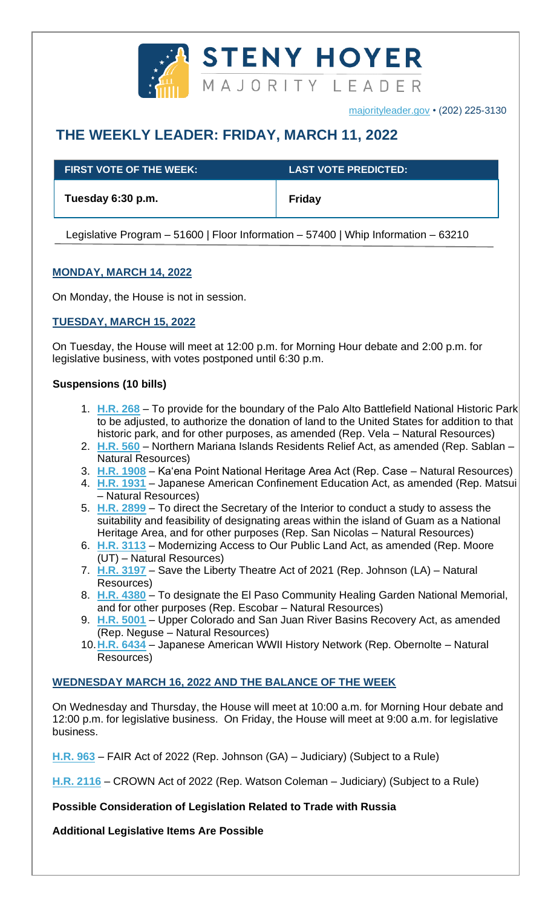**STENY HOYER**
MAJORITY LEADER

majorityleader.gov • (202) 225-3130

# THE WEEKLY LEADER: FRIDAY, MARCH 11, 2022

| FIRST VOTE OF THE WEEK: | LAST VOTE PREDICTED: |
|---|---|
| Tuesday 6:30 p.m. | Friday |

Legislative Program – 51600 | Floor Information – 57400 | Whip Information – 63210

## MONDAY, MARCH 14, 2022

On Monday, the House is not in session.

## TUESDAY, MARCH 15, 2022

On Tuesday, the House will meet at 12:00 p.m. for Morning Hour debate and 2:00 p.m. for legislative business, with votes postponed until 6:30 p.m.

**Suspensions (10 bills)**

1. **H.R. 268** – To provide for the boundary of the Palo Alto Battlefield National Historic Park to be adjusted, to authorize the donation of land to the United States for addition to that historic park, and for other purposes, as amended (Rep. Vela – Natural Resources)
2. **H.R. 560** – Northern Mariana Islands Residents Relief Act, as amended (Rep. Sablan – Natural Resources)
3. **H.R. 1908** – Ka'ena Point National Heritage Area Act (Rep. Case – Natural Resources)
4. **H.R. 1931** – Japanese American Confinement Education Act, as amended (Rep. Matsui – Natural Resources)
5. **H.R. 2899** – To direct the Secretary of the Interior to conduct a study to assess the suitability and feasibility of designating areas within the island of Guam as a National Heritage Area, and for other purposes (Rep. San Nicolas – Natural Resources)
6. **H.R. 3113** – Modernizing Access to Our Public Land Act, as amended (Rep. Moore (UT) – Natural Resources)
7. **H.R. 3197** – Save the Liberty Theatre Act of 2021 (Rep. Johnson (LA) – Natural Resources)
8. **H.R. 4380** – To designate the El Paso Community Healing Garden National Memorial, and for other purposes (Rep. Escobar – Natural Resources)
9. **H.R. 5001** – Upper Colorado and San Juan River Basins Recovery Act, as amended (Rep. Neguse – Natural Resources)
10. **H.R. 6434** – Japanese American WWII History Network (Rep. Obernolte – Natural Resources)

## WEDNESDAY MARCH 16, 2022 AND THE BALANCE OF THE WEEK

On Wednesday and Thursday, the House will meet at 10:00 a.m. for Morning Hour debate and 12:00 p.m. for legislative business. On Friday, the House will meet at 9:00 a.m. for legislative business.

**H.R. 963** – FAIR Act of 2022 (Rep. Johnson (GA) – Judiciary) (Subject to a Rule)

**H.R. 2116** – CROWN Act of 2022 (Rep. Watson Coleman – Judiciary) (Subject to a Rule)

**Possible Consideration of Legislation Related to Trade with Russia**

**Additional Legislative Items Are Possible**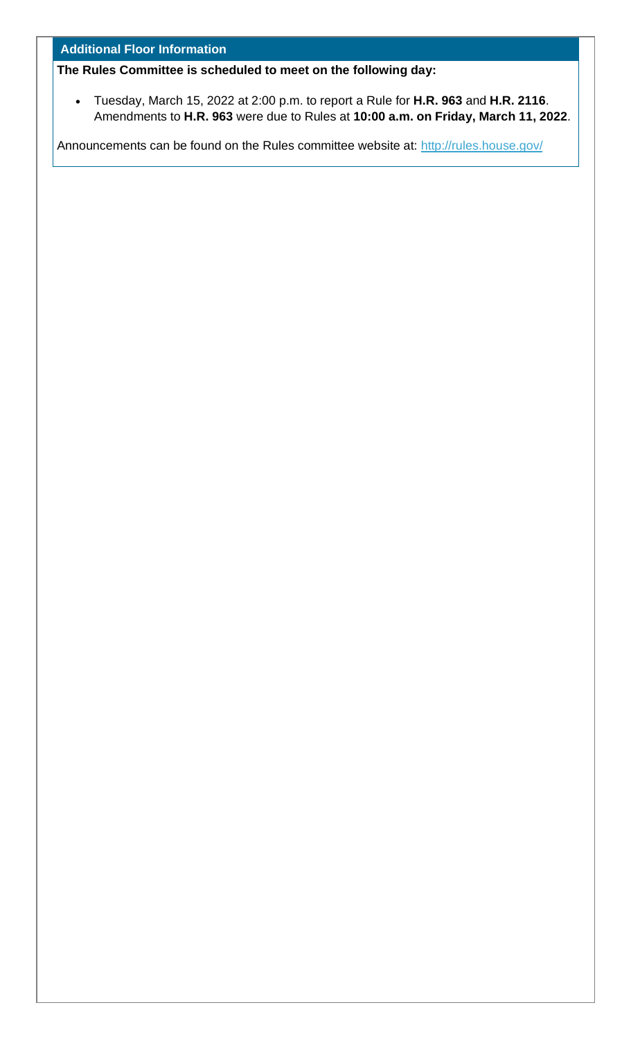## Additional Floor Information

**The Rules Committee is scheduled to meet on the following day:**

- Tuesday, March 15, 2022 at 2:00 p.m. to report a Rule for **H.R. 963** and **H.R. 2116**. Amendments to **H.R. 963** were due to Rules at **10:00 a.m. on Friday, March 11, 2022**.

Announcements can be found on the Rules committee website at: http://rules.house.gov/